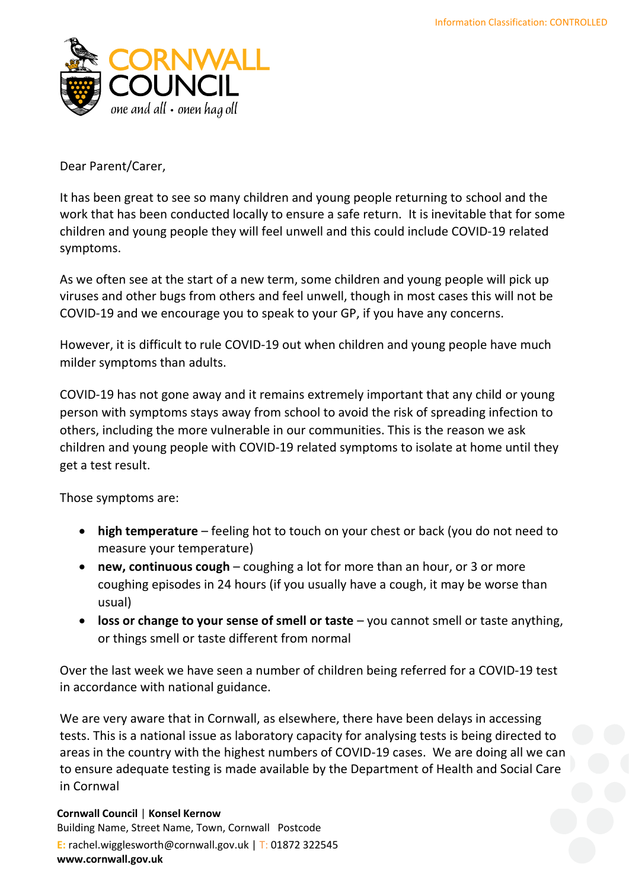Information Classification: CONTROLLED

CORNWALL COUNCIL
*one and all • onen hag oll*

Dear Parent/Carer,

It has been great to see so many children and young people returning to school and the work that has been conducted locally to ensure a safe return. It is inevitable that for some children and young people they will feel unwell and this could include COVID-19 related symptoms.

As we often see at the start of a new term, some children and young people will pick up viruses and other bugs from others and feel unwell, though in most cases this will not be COVID-19 and we encourage you to speak to your GP, if you have any concerns.

However, it is difficult to rule COVID-19 out when children and young people have much milder symptoms than adults.

COVID-19 has not gone away and it remains extremely important that any child or young person with symptoms stays away from school to avoid the risk of spreading infection to others, including the more vulnerable in our communities. This is the reason we ask children and young people with COVID-19 related symptoms to isolate at home until they get a test result.

Those symptoms are:

- **high temperature** – feeling hot to touch on your chest or back (you do not need to measure your temperature)
- **new, continuous cough** – coughing a lot for more than an hour, or 3 or more coughing episodes in 24 hours (if you usually have a cough, it may be worse than usual)
- **loss or change to your sense of smell or taste** – you cannot smell or taste anything, or things smell or taste different from normal

Over the last week we have seen a number of children being referred for a COVID-19 test in accordance with national guidance.

We are very aware that in Cornwall, as elsewhere, there have been delays in accessing tests. This is a national issue as laboratory capacity for analysing tests is being directed to areas in the country with the highest numbers of COVID-19 cases. We are doing all we can to ensure adequate testing is made available by the Department of Health and Social Care in Cornwal

**Cornwall Council** | **Konsel Kernow**
Building Name, Street Name, Town, Cornwall Postcode
E: rachel.wigglesworth@cornwall.gov.uk | T: 01872 322545
**www.cornwall.gov.uk**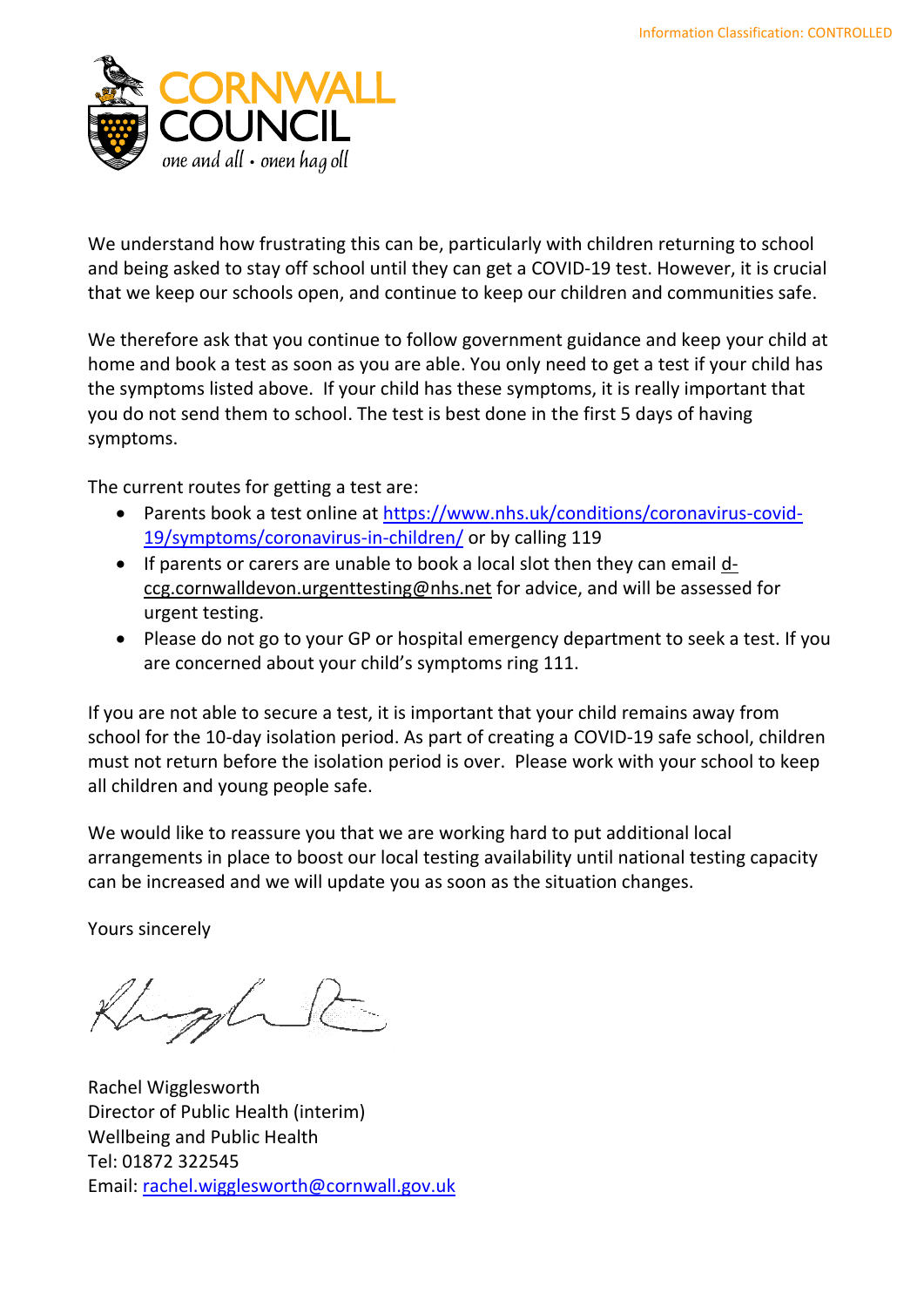We understand how frustrating this can be, particularly with children returning to school and being asked to stay off school until they can get a COVID-19 test. However, it is crucial that we keep our schools open, and continue to keep our children and communities safe.

We therefore ask that you continue to follow government guidance and keep your child at home and book a test as soon as you are able. You only need to get a test if your child has the symptoms listed above. If your child has these symptoms, it is really important that you do not send them to school. The test is best done in the first 5 days of having symptoms.

The current routes for getting a test are:

- Parents book a test online at https://www.nhs.uk/conditions/coronavirus-covid-19/symptoms/coronavirus-in-children/ or by calling 119
- If parents or carers are unable to book a local slot then they can email d-ccg.cornwalldevon.urgenttesting@nhs.net for advice, and will be assessed for urgent testing.
- Please do not go to your GP or hospital emergency department to seek a test. If you are concerned about your child's symptoms ring 111.

If you are not able to secure a test, it is important that your child remains away from school for the 10-day isolation period. As part of creating a COVID-19 safe school, children must not return before the isolation period is over. Please work with your school to keep all children and young people safe.

We would like to reassure you that we are working hard to put additional local arrangements in place to boost our local testing availability until national testing capacity can be increased and we will update you as soon as the situation changes.

Yours sincerely

Rachel Wigglesworth
Director of Public Health (interim)
Wellbeing and Public Health
Tel: 01872 322545
Email: rachel.wigglesworth@cornwall.gov.uk